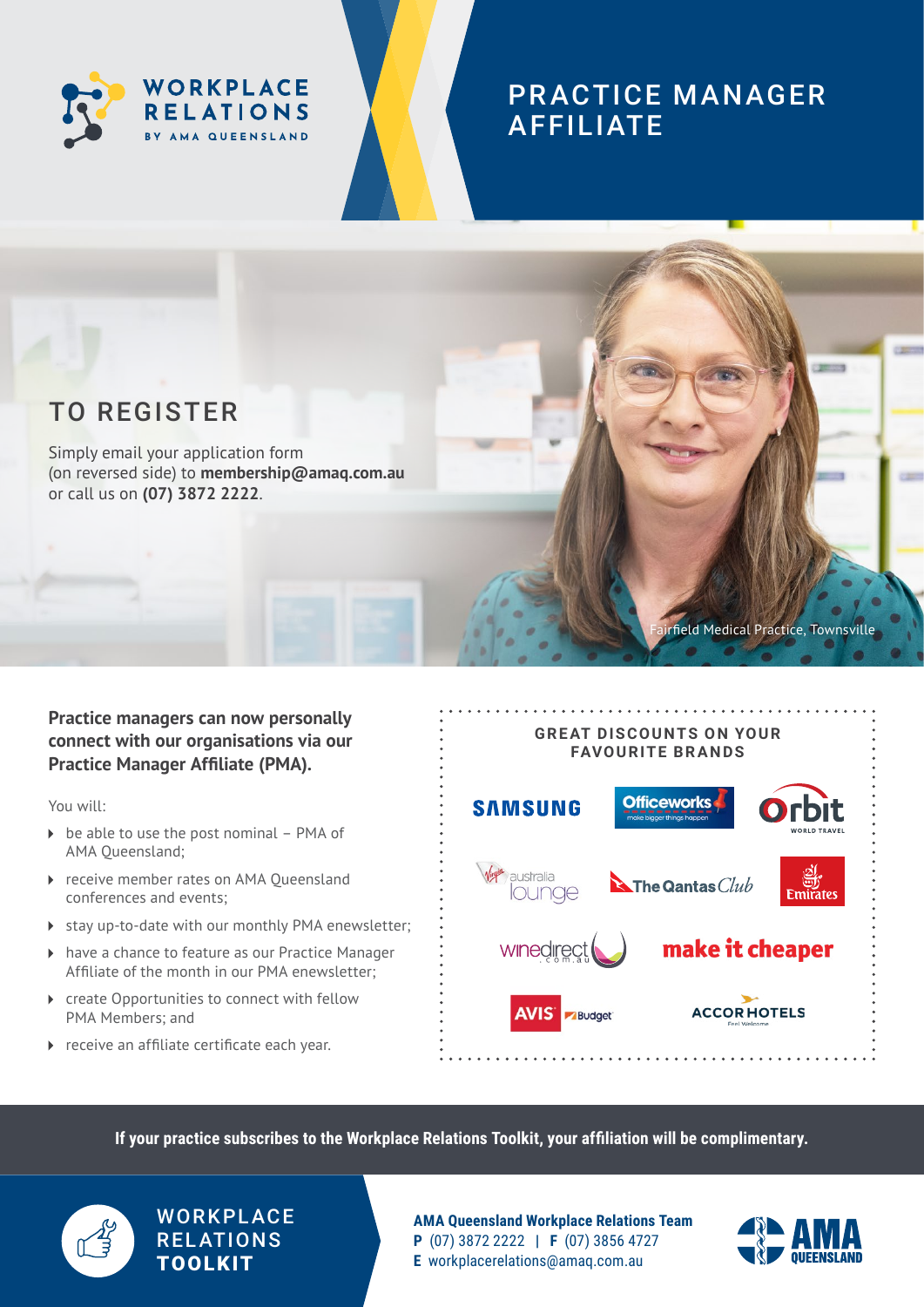WORKPLACE RELATIONS BY AMA QUEENSLAND

# PRACTICE MANAGER AFFILIATE

## TO REGISTER

Simply email your application form (on reversed side) to **membership@amaq.com.au** or call us on **(07) 3872 2222**.

Fairfield Medical Practice, Townsville

**Practice managers can now personally connect with our organisations via our Practice Manager Affiliate (PMA).**

You will:

- be able to use the post nominal – PMA of AMA Queensland;
- receive member rates on AMA Queensland conferences and events;
- stay up-to-date with our monthly PMA enewsletter;
- have a chance to feature as our Practice Manager Affiliate of the month in our PMA enewsletter;
- create Opportunities to connect with fellow PMA Members; and
- receive an affiliate certificate each year.

## GREAT DISCOUNTS ON YOUR FAVOURITE BRANDS

Samsung, Officeworks, Orbit World Travel, Virgin Australia Lounge, The Qantas Club, Emirates, winedirect.com.au, make it cheaper, AVIS Budget, Accor Hotels

**If your practice subscribes to the Workplace Relations Toolkit, your affiliation will be complimentary.**

WORKPLACE RELATIONS **TOOLKIT**

**AMA Queensland Workplace Relations Team**
**P** (07) 3872 2222 | **F** (07) 3856 4727
**E** workplacerelations@amaq.com.au

AMA QUEENSLAND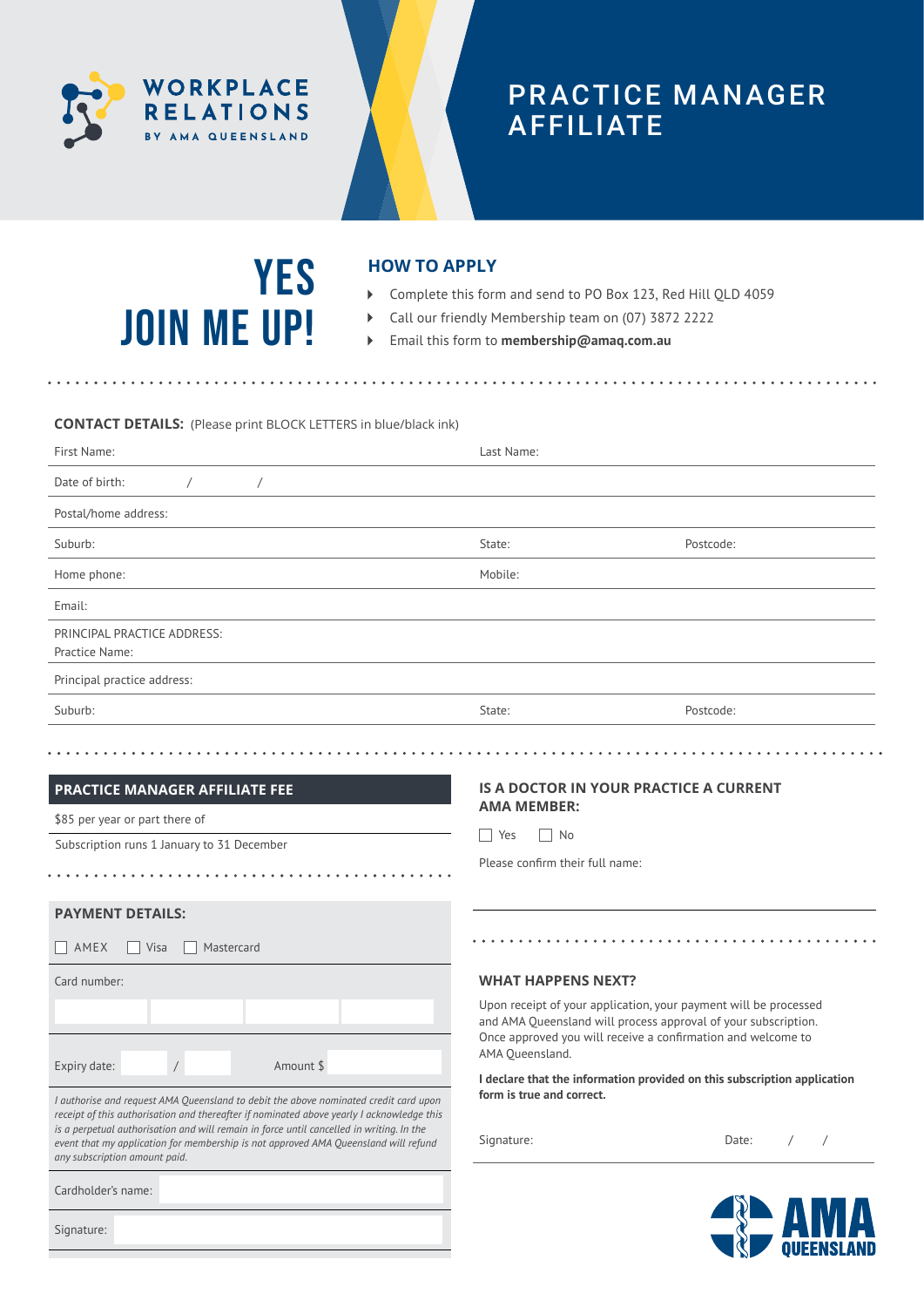WORKPLACE RELATIONS
BY AMA QUEENSLAND

# PRACTICE MANAGER AFFILIATE

## YES JOIN ME UP!

### HOW TO APPLY

- Complete this form and send to PO Box 123, Red Hill QLD 4059
- Call our friendly Membership team on (07) 3872 2222
- Email this form to **membership@amaq.com.au**

**CONTACT DETAILS:** (Please print BLOCK LETTERS in blue/black ink)

First Name:

Last Name:

Date of birth: / /

Postal/home address:

Suburb:

State:

Postcode:

Home phone:

Mobile:

Email:

PRINCIPAL PRACTICE ADDRESS:
Practice Name:

Principal practice address:

Suburb:

State:

Postcode:

### PRACTICE MANAGER AFFILIATE FEE

$85 per year or part there of

Subscription runs 1 January to 31 December

### PAYMENT DETAILS:

☐ AMEX ☐ Visa ☐ Mastercard

Card number:

Expiry date: /

Amount $

*I authorise and request AMA Queensland to debit the above nominated credit card upon receipt of this authorisation and thereafter if nominated above yearly I acknowledge this is a perpetual authorisation and will remain in force until cancelled in writing. In the event that my application for membership is not approved AMA Queensland will refund any subscription amount paid.*

Cardholder's name:

Signature:

### IS A DOCTOR IN YOUR PRACTICE A CURRENT AMA MEMBER:

☐ Yes ☐ No

Please confirm their full name:

### WHAT HAPPENS NEXT?

Upon receipt of your application, your payment will be processed and AMA Queensland will process approval of your subscription. Once approved you will receive a confirmation and welcome to AMA Queensland.

**I declare that the information provided on this subscription application form is true and correct.**

Signature:

Date: / /

AMA QUEENSLAND